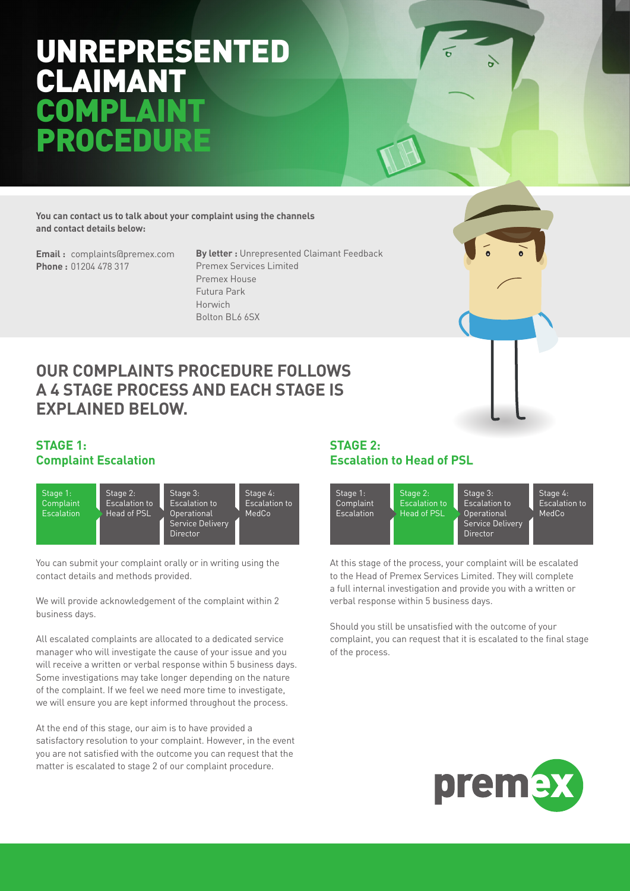# UNREPRESENTED CLAIMANT COMPLAINT PROCEDURE

**You can contact us to talk about your complaint using the channels and contact details below:**

**Email :** complaints@premex.com
**Phone :** 01204 478 317

**By letter :** Unrepresented Claimant Feedback
Premex Services Limited
Premex House
Futura Park
Horwich
Bolton BL6 6SX

## OUR COMPLAINTS PROCEDURE FOLLOWS A 4 STAGE PROCESS AND EACH STAGE IS EXPLAINED BELOW.

### STAGE 1: Complaint Escalation

| Stage 1: Complaint Escalation | Stage 2: Escalation to Head of PSL | Stage 3: Escalation to Operational Service Delivery Director | Stage 4: Escalation to MedCo |
|---|---|---|---|

You can submit your complaint orally or in writing using the contact details and methods provided.

We will provide acknowledgement of the complaint within 2 business days.

All escalated complaints are allocated to a dedicated service manager who will investigate the cause of your issue and you will receive a written or verbal response within 5 business days. Some investigations may take longer depending on the nature of the complaint. If we feel we need more time to investigate, we will ensure you are kept informed throughout the process.

At the end of this stage, our aim is to have provided a satisfactory resolution to your complaint. However, in the event you are not satisfied with the outcome you can request that the matter is escalated to stage 2 of our complaint procedure.

### STAGE 2: Escalation to Head of PSL

| Stage 1: Complaint Escalation | Stage 2: Escalation to Head of PSL | Stage 3: Escalation to Operational Service Delivery Director | Stage 4: Escalation to MedCo |
|---|---|---|---|

At this stage of the process, your complaint will be escalated to the Head of Premex Services Limited. They will complete a full internal investigation and provide you with a written or verbal response within 5 business days.

Should you still be unsatisfied with the outcome of your complaint, you can request that it is escalated to the final stage of the process.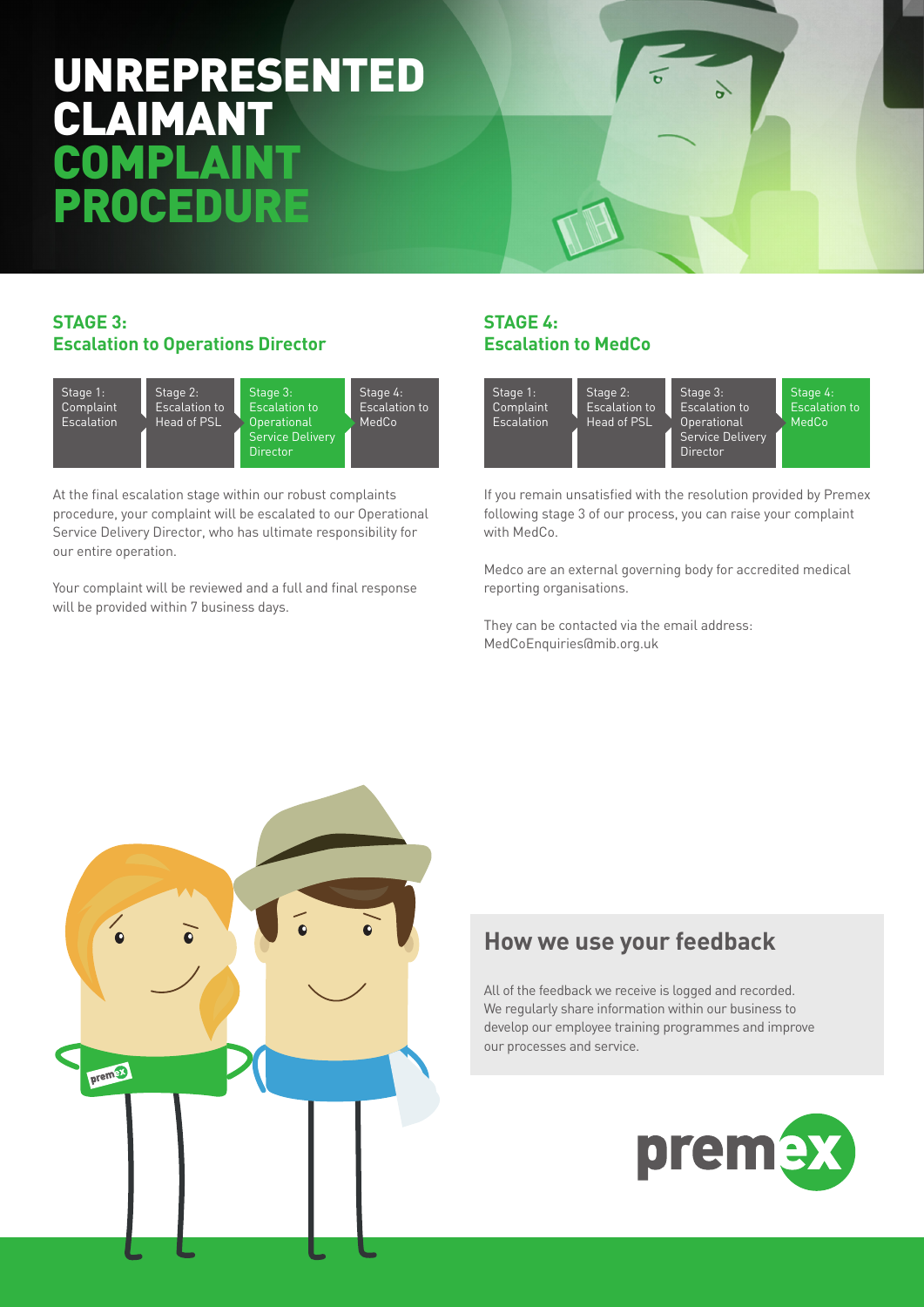# UNREPRESENTED CLAIMANT COMPLAINT PROCEDURE

### STAGE 3:
### Escalation to Operations Director

Stage 1: Complaint Escalation → Stage 2: Escalation to Head of PSL → **Stage 3: Escalation to Operational Service Delivery Director** → Stage 4: Escalation to MedCo

At the final escalation stage within our robust complaints procedure, your complaint will be escalated to our Operational Service Delivery Director, who has ultimate responsibility for our entire operation.

Your complaint will be reviewed and a full and final response will be provided within 7 business days.

### STAGE 4:
### Escalation to MedCo

Stage 1: Complaint Escalation → Stage 2: Escalation to Head of PSL → Stage 3: Escalation to Operational Service Delivery Director → **Stage 4: Escalation to MedCo**

If you remain unsatisfied with the resolution provided by Premex following stage 3 of our process, you can raise your complaint with MedCo.

Medco are an external governing body for accredited medical reporting organisations.

They can be contacted via the email address:
MedCoEnquiries@mib.org.uk

## How we use your feedback

All of the feedback we receive is logged and recorded. We regularly share information within our business to develop our employee training programmes and improve our processes and service.

premex